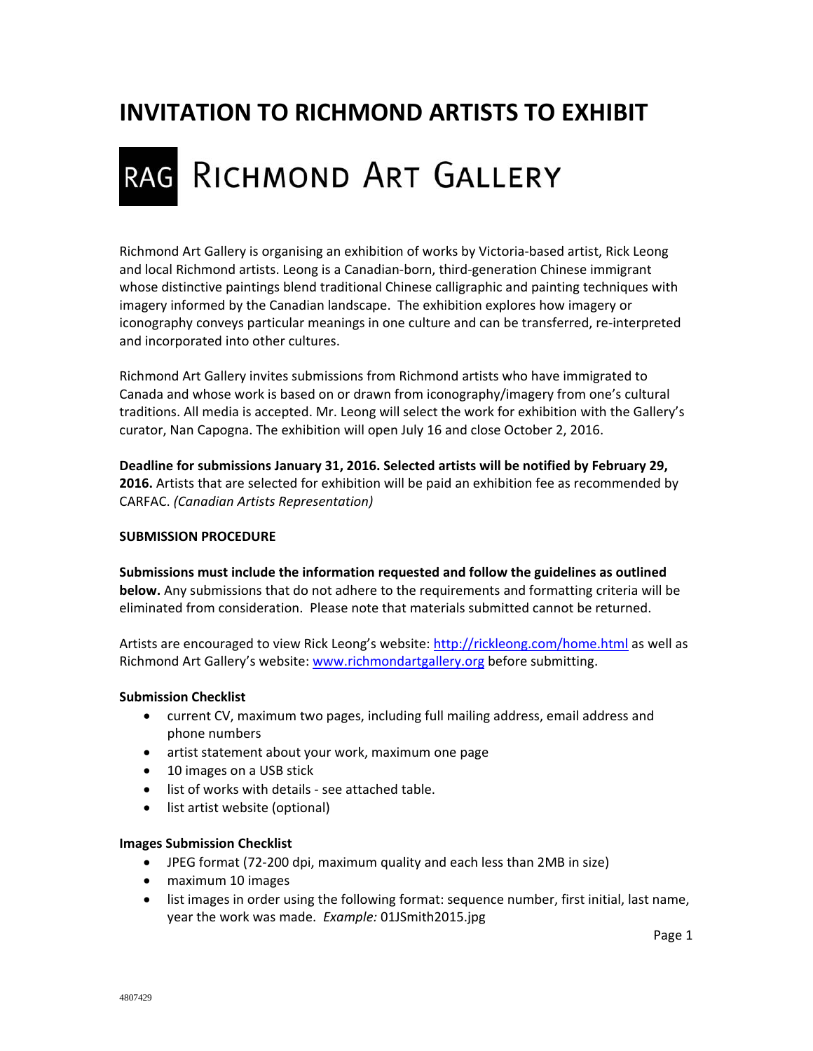# INVITATION TO RICHMOND ARTISTS TO EXHIBIT

## RAG RICHMOND ART GALLERY

Richmond Art Gallery is organising an exhibition of works by Victoria-based artist, Rick Leong and local Richmond artists. Leong is a Canadian-born, third-generation Chinese immigrant whose distinctive paintings blend traditional Chinese calligraphic and painting techniques with imagery informed by the Canadian landscape. The exhibition explores how imagery or iconography conveys particular meanings in one culture and can be transferred, re-interpreted and incorporated into other cultures.

Richmond Art Gallery invites submissions from Richmond artists who have immigrated to Canada and whose work is based on or drawn from iconography/imagery from one's cultural traditions. All media is accepted. Mr. Leong will select the work for exhibition with the Gallery's curator, Nan Capogna. The exhibition will open July 16 and close October 2, 2016.

**Deadline for submissions January 31, 2016. Selected artists will be notified by February 29, 2016.** Artists that are selected for exhibition will be paid an exhibition fee as recommended by CARFAC. *(Canadian Artists Representation)*

**SUBMISSION PROCEDURE**

**Submissions must include the information requested and follow the guidelines as outlined below.** Any submissions that do not adhere to the requirements and formatting criteria will be eliminated from consideration. Please note that materials submitted cannot be returned.

Artists are encouraged to view Rick Leong's website: http://rickleong.com/home.html as well as Richmond Art Gallery's website: www.richmondartgallery.org before submitting.

**Submission Checklist**

- current CV, maximum two pages, including full mailing address, email address and phone numbers
- artist statement about your work, maximum one page
- 10 images on a USB stick
- list of works with details - see attached table.
- list artist website (optional)

**Images Submission Checklist**

- JPEG format (72-200 dpi, maximum quality and each less than 2MB in size)
- maximum 10 images
- list images in order using the following format: sequence number, first initial, last name, year the work was made. *Example:* 01JSmith2015.jpg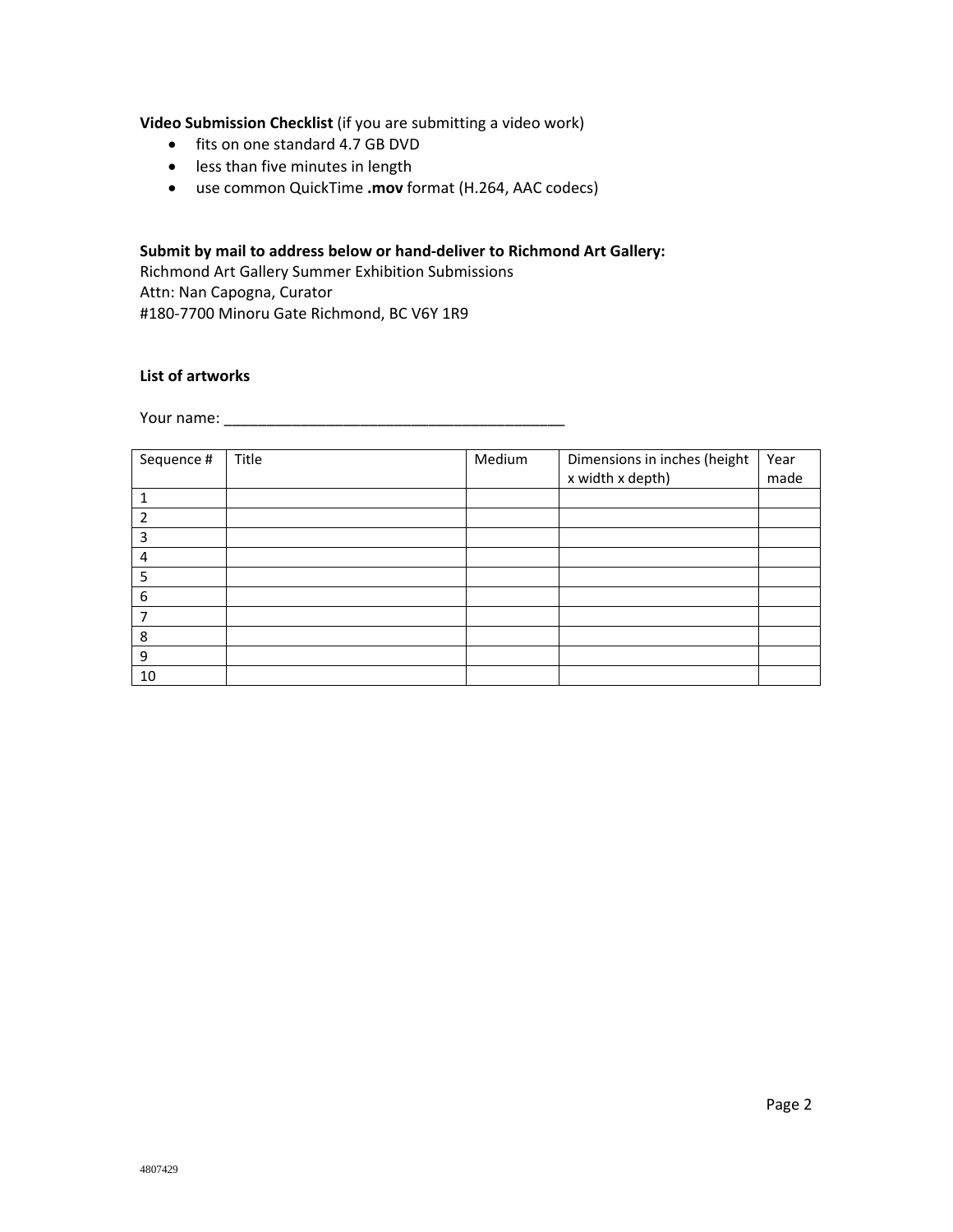**Video Submission Checklist** (if you are submitting a video work)

- fits on one standard 4.7 GB DVD
- less than five minutes in length
- use common QuickTime **.mov** format (H.264, AAC codecs)

**Submit by mail to address below or hand-deliver to Richmond Art Gallery:**

Richmond Art Gallery Summer Exhibition Submissions
Attn: Nan Capogna, Curator
#180-7700 Minoru Gate Richmond, BC V6Y 1R9

**List of artworks**

Your name: ________________________________________

| Sequence # | Title | Medium | Dimensions in inches (height x width x depth) | Year made |
|---|---|---|---|---|
| 1 | | | | |
| 2 | | | | |
| 3 | | | | |
| 4 | | | | |
| 5 | | | | |
| 6 | | | | |
| 7 | | | | |
| 8 | | | | |
| 9 | | | | |
| 10 | | | | |

4807429